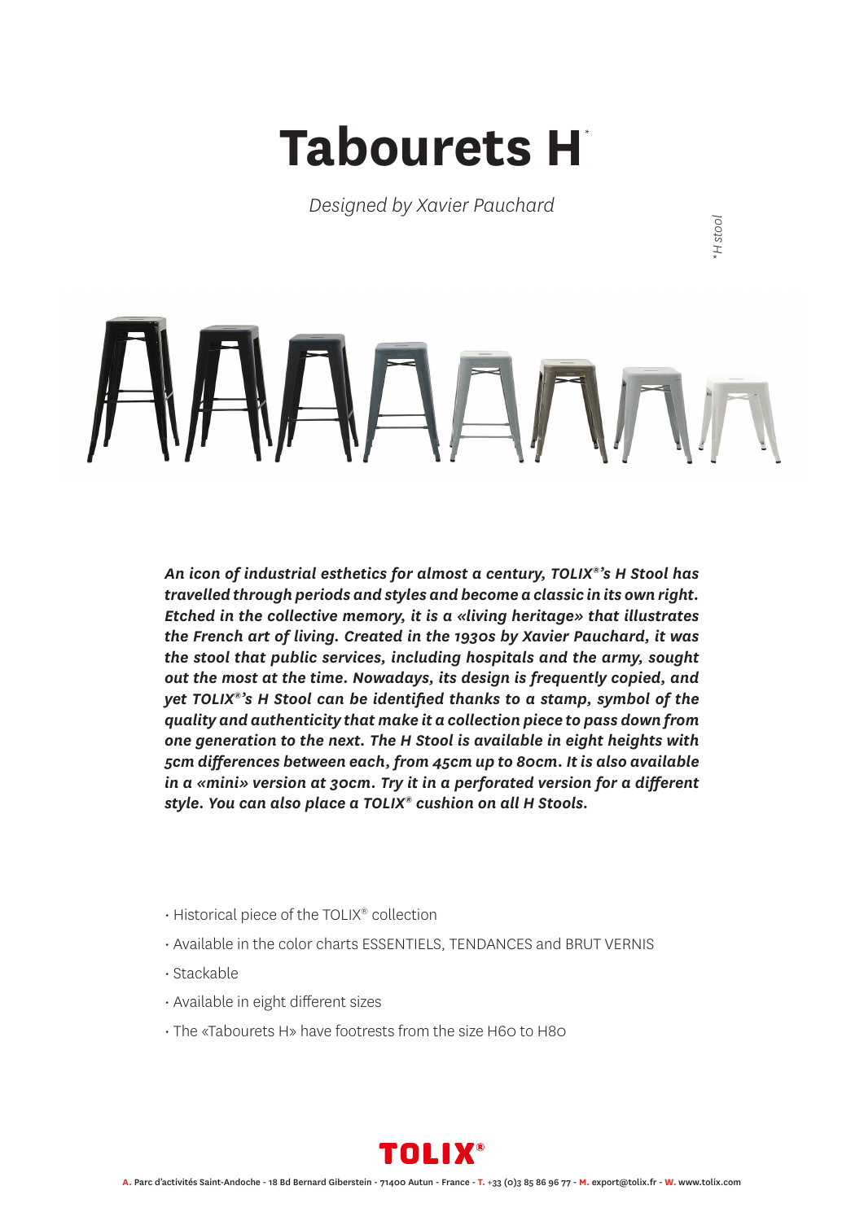# Tabourets H*

*Designed by Xavier Pauchard*

*\*H stool*

***An icon of industrial esthetics for almost a century, TOLIX®'s H Stool has travelled through periods and styles and become a classic in its own right. Etched in the collective memory, it is a «living heritage» that illustrates the French art of living. Created in the 1930s by Xavier Pauchard, it was the stool that public services, including hospitals and the army, sought out the most at the time. Nowadays, its design is frequently copied, and yet TOLIX®'s H Stool can be identified thanks to a stamp, symbol of the quality and authenticity that make it a collection piece to pass down from one generation to the next. The H Stool is available in eight heights with 5cm differences between each, from 45cm up to 80cm. It is also available in a «mini» version at 30cm. Try it in a perforated version for a different style. You can also place a TOLIX® cushion on all H Stools.***

- Historical piece of the TOLIX® collection
- Available in the color charts ESSENTIELS, TENDANCES and BRUT VERNIS
- Stackable
- Available in eight different sizes
- The «Tabourets H» have footrests from the size H60 to H80

**TOLIX®**

**A.** Parc d'activités Saint-Andoche - 18 Bd Bernard Giberstein - 71400 Autun - France - **T.** +33 (0)3 85 86 96 77 - **M.** export@tolix.fr - **W.** www.tolix.com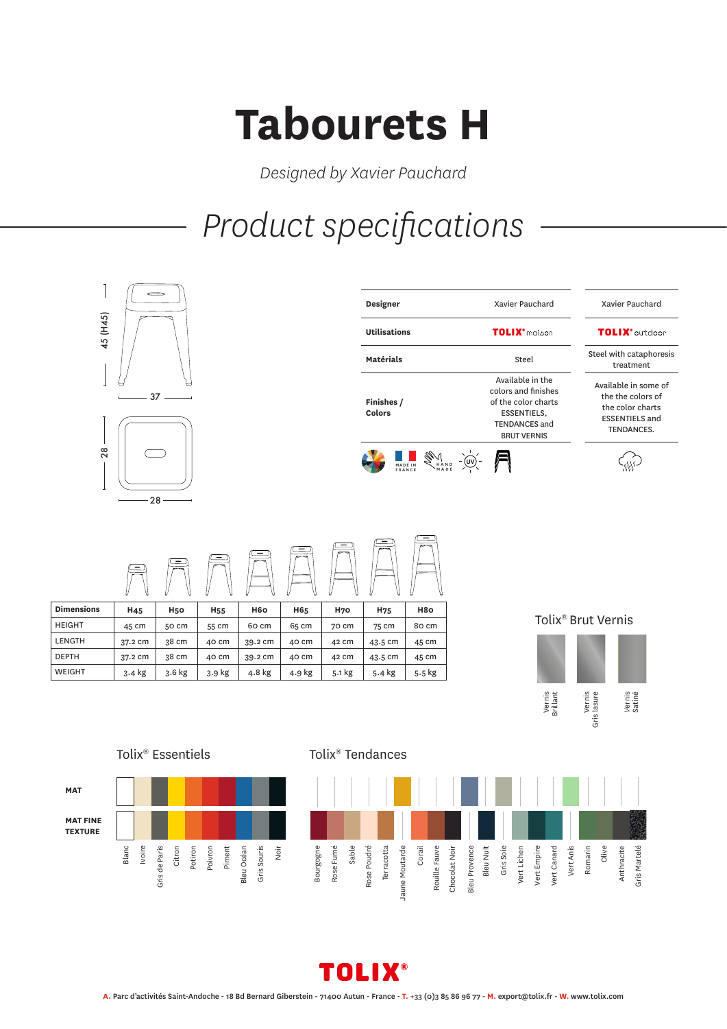# Tabourets H

*Designed by Xavier Pauchard*

## *Product specifications*

45 (H45)

37

28

28

| | | |
|---|---|---|
| **Designer** | Xavier Pauchard | Xavier Pauchard |
| **Utilisations** | TOLIX® maison | TOLIX® outdoor |
| **Matérials** | Steel | Steel with cataphoresis treatment |
| **Finishes / Colors** | Available in the colors and finishes of the color charts ESSENTIELS, TENDANCES and BRUT VERNIS | Available in some of the the colors of the color charts ESSENTIELS and TENDANCES. |

MADE IN FRANCE · HAND MADE · UV

| Dimensions | H45 | H50 | H55 | H60 | H65 | H70 | H75 | H80 |
|---|---|---|---|---|---|---|---|---|
| HEIGHT | 45 cm | 50 cm | 55 cm | 60 cm | 65 cm | 70 cm | 75 cm | 80 cm |
| LENGTH | 37.2 cm | 38 cm | 40 cm | 39.2 cm | 40 cm | 42 cm | 43.5 cm | 45 cm |
| DEPTH | 37.2 cm | 38 cm | 40 cm | 39.2 cm | 40 cm | 42 cm | 43.5 cm | 45 cm |
| WEIGHT | 3.4 kg | 3.6 kg | 3.9 kg | 4.8 kg | 4.9 kg | 5.1 kg | 5.4 kg | 5.5 kg |

### Tolix® Brut Vernis

Vernis Brillant · Vernis Gris lasure · Vernis Satiné

### Tolix® Essentiels

MAT

MAT FINE TEXTURE

Blanc · Ivoire · Gris de Paris · Citron · Potiron · Poivron · Piment · Bleu Océan · Gris Souris · Noir

### Tolix® Tendances

Bourgogne · Rose Fumé · Sable · Rose Poudré · Terracotta · Jaune Moutarde · Corail · Rouille Fauve · Chocolat Noir · Bleu Provence · Bleu Nuit · Gris Soie · Vert Lichen · Vert Empire · Vert Canard · Vert Anis · Romarin · Olive · Anthracite · Gris Martelé

TOLIX®

**A.** Parc d'activités Saint-Andoche - 18 Bd Bernard Giberstein - 71400 Autun - France - **T.** +33 (0)3 85 86 96 77 - **M.** export@tolix.fr - **W.** www.tolix.com